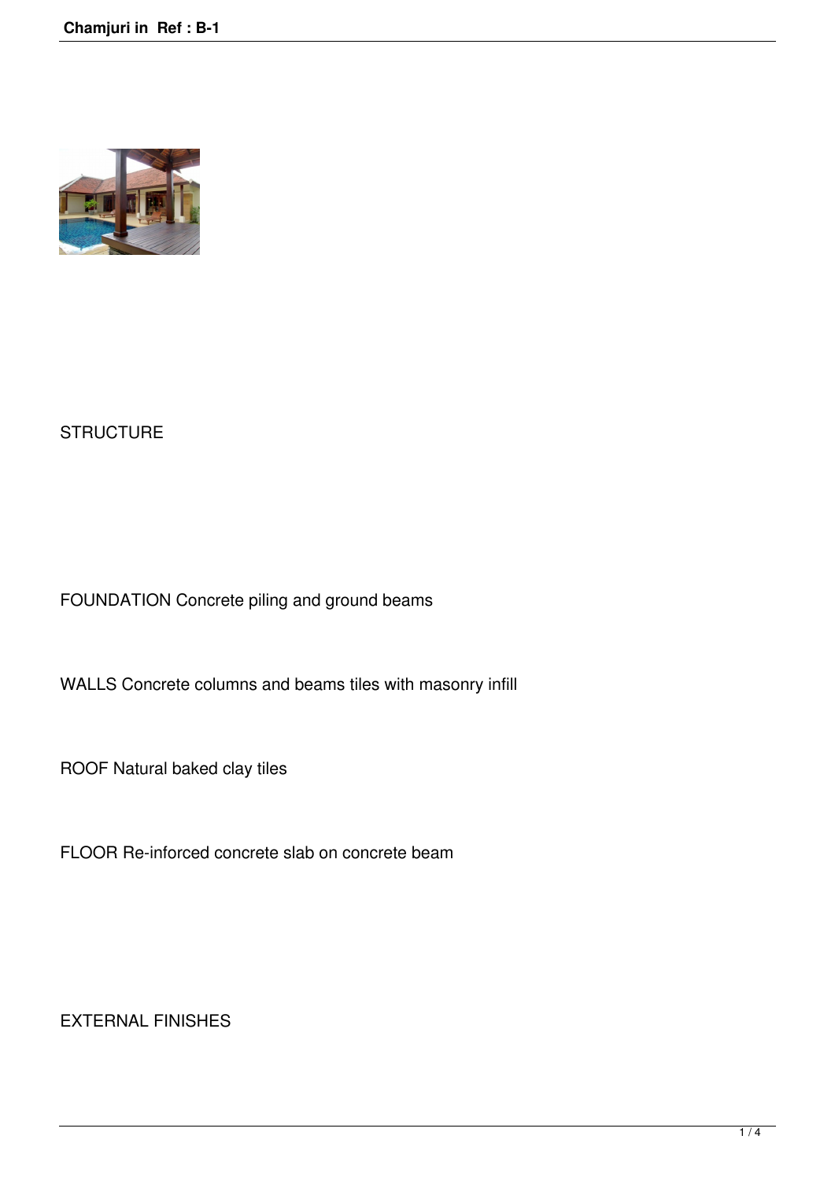STRUCTURE

FOUNDATION Concrete piling and ground beams

WALLS Concrete columns and beams tiles with masonry infill

ROOF Natural baked clay tiles

FLOOR Re-inforced concrete slab on concrete beam

EXTERNAL FINISHES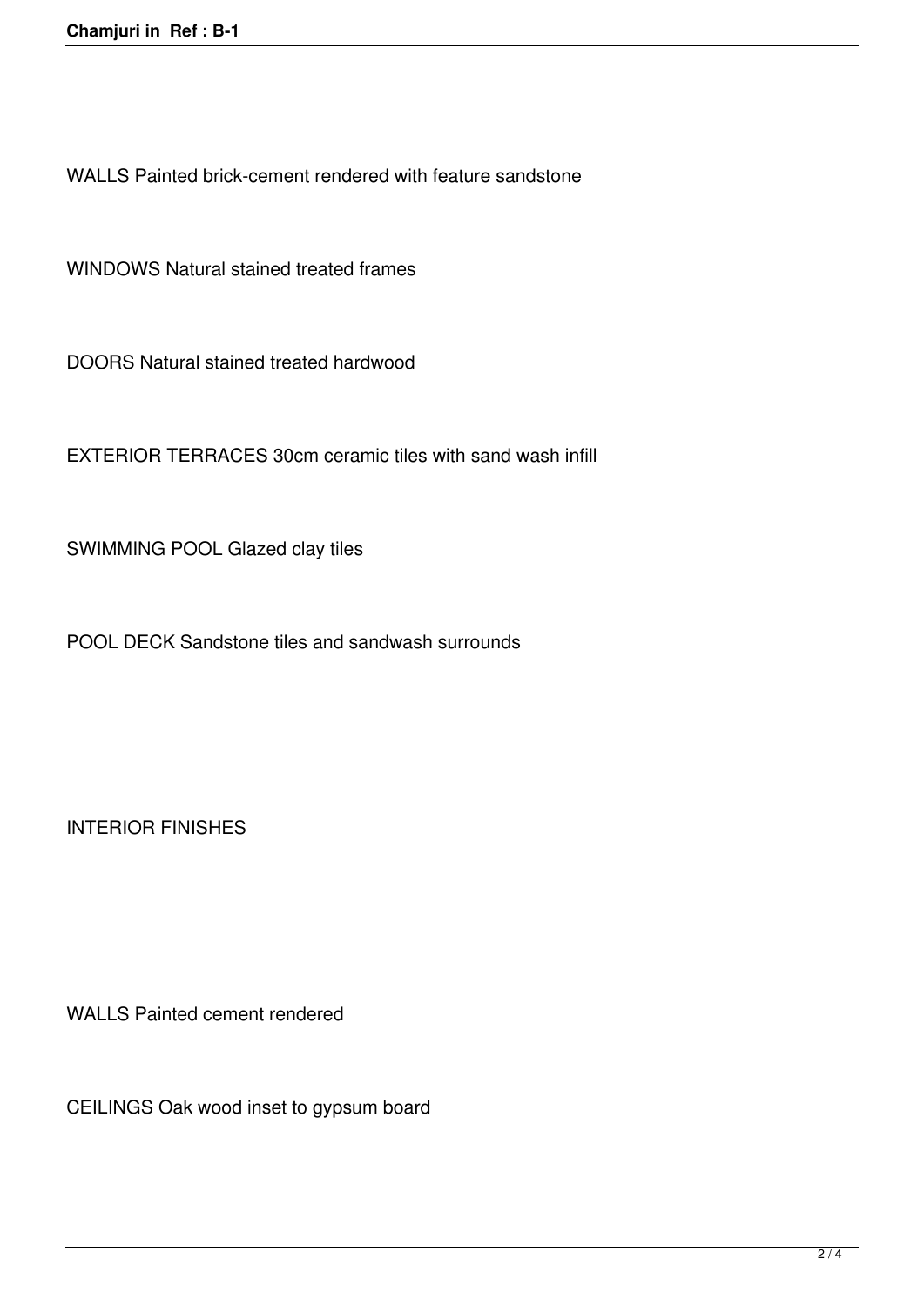WALLS Painted brick-cement rendered with feature sandstone

WINDOWS Natural stained treated frames

DOORS Natural stained treated hardwood

EXTERIOR TERRACES 30cm ceramic tiles with sand wash infill

SWIMMING POOL Glazed clay tiles

POOL DECK Sandstone tiles and sandwash surrounds

INTERIOR FINISHES

WALLS Painted cement rendered

CEILINGS Oak wood inset to gypsum board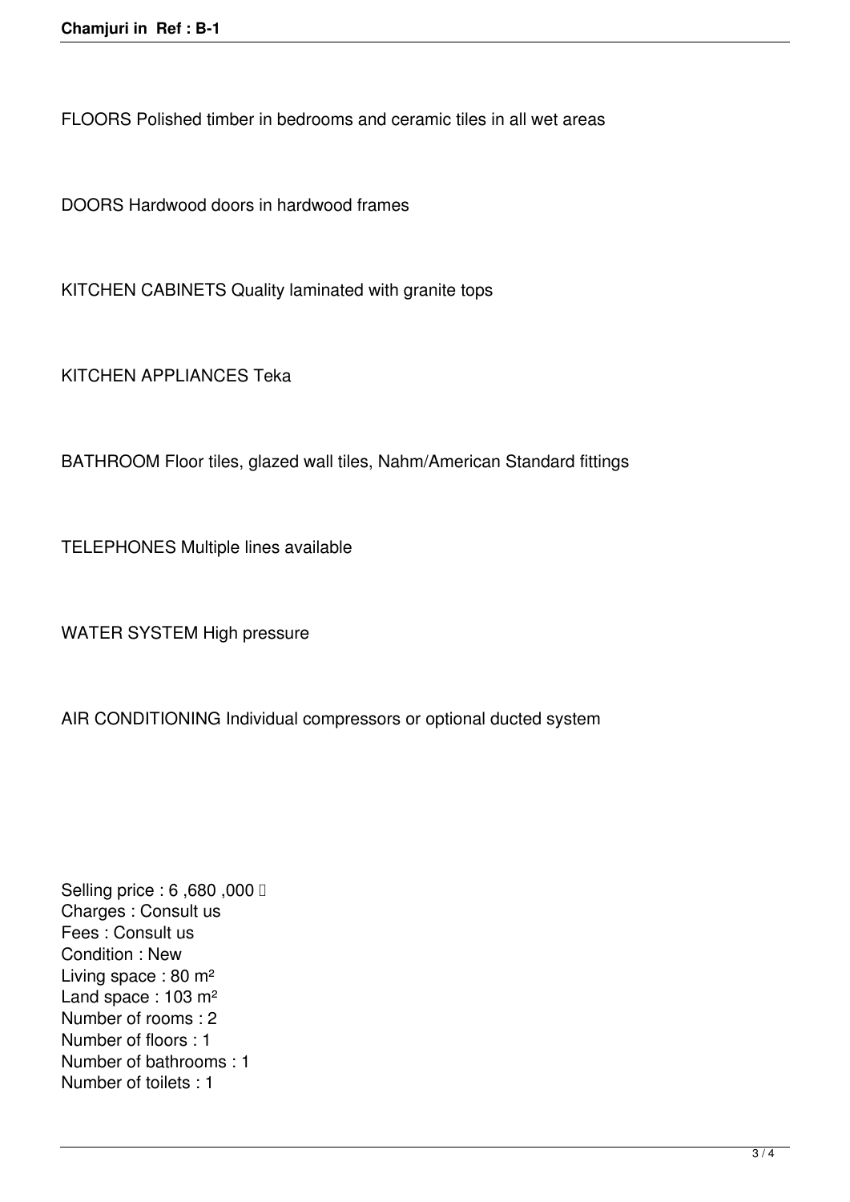FLOORS Polished timber in bedrooms and ceramic tiles in all wet areas

DOORS Hardwood doors in hardwood frames

KITCHEN CABINETS Quality laminated with granite tops

KITCHEN APPLIANCES Teka

BATHROOM Floor tiles, glazed wall tiles, Nahm/American Standard fittings

TELEPHONES Multiple lines available

WATER SYSTEM High pressure

AIR CONDITIONING Individual compressors or optional ducted system

Selling price : 6 ,680 ,000 
Charges : Consult us
Fees : Consult us
Condition : New
Living space : 80 m²
Land space : 103 m²
Number of rooms : 2
Number of floors : 1
Number of bathrooms : 1
Number of toilets : 1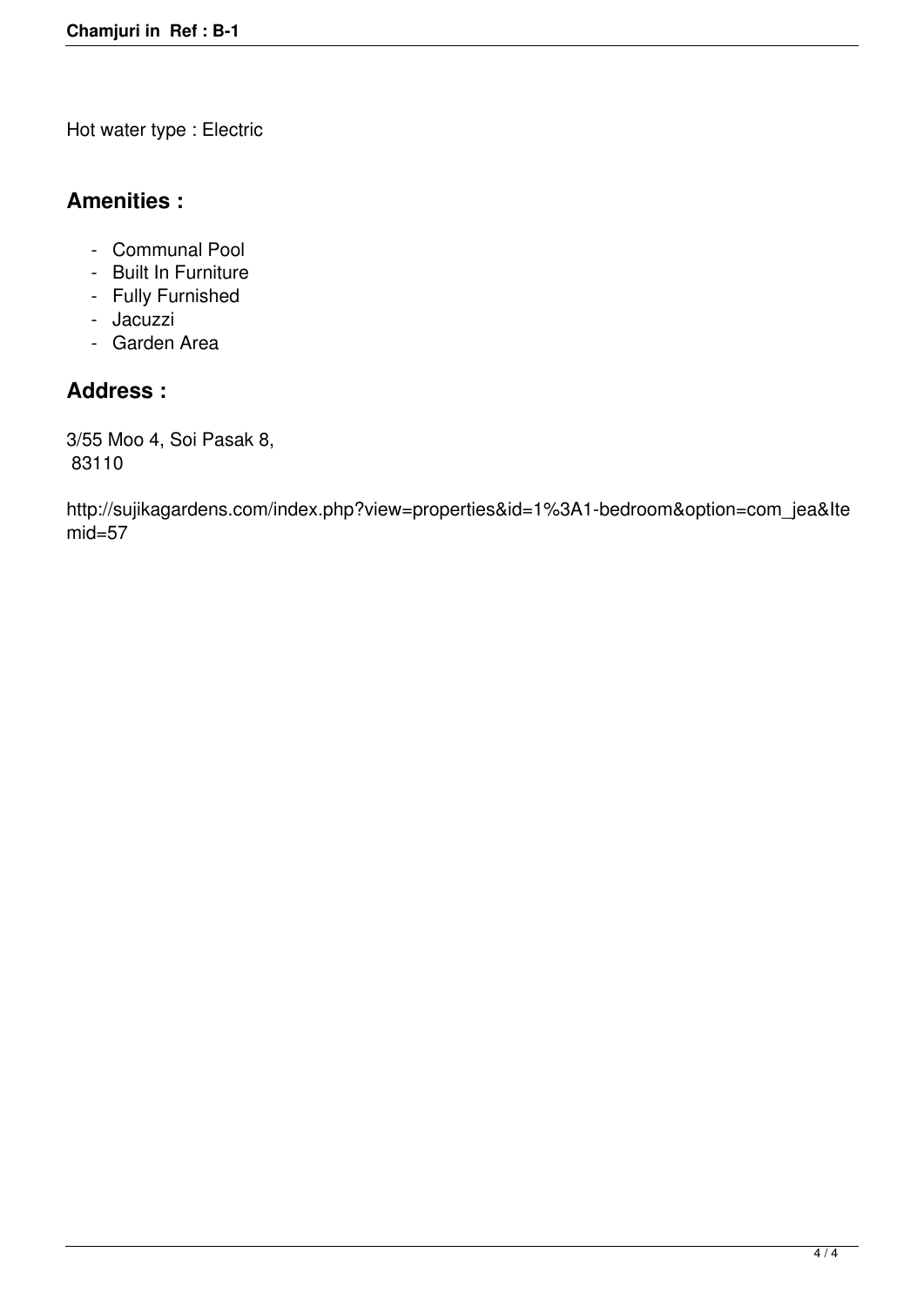Hot water type : Electric

## Amenities :

- Communal Pool
- Built In Furniture
- Fully Furnished
- Jacuzzi
- Garden Area

## Address :

3/55 Moo 4, Soi Pasak 8,
83110

http://sujikagardens.com/index.php?view=properties&id=1%3A1-bedroom&option=com_jea&Itemid=57